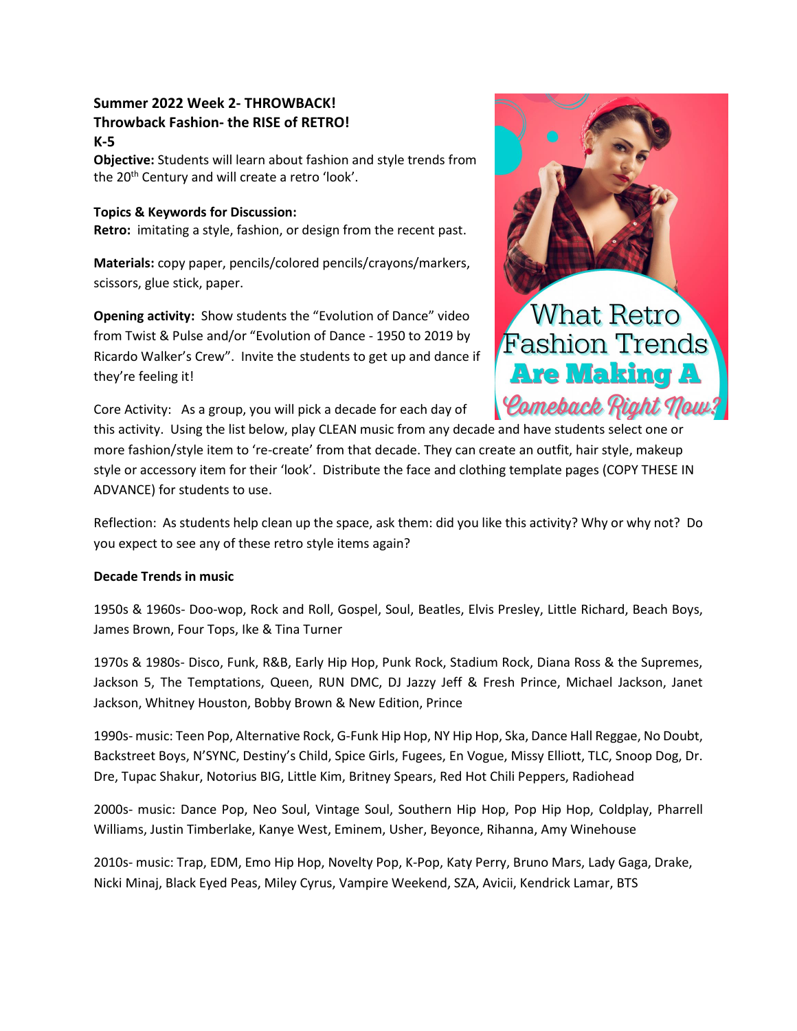**Summer 2022 Week 2- THROWBACK!**
**Throwback Fashion- the RISE of RETRO!**
**K-5**

**Objective:** Students will learn about fashion and style trends from the 20th Century and will create a retro 'look'.

**Topics & Keywords for Discussion:**
**Retro:** imitating a style, fashion, or design from the recent past.

**Materials:** copy paper, pencils/colored pencils/crayons/markers, scissors, glue stick, paper.

**Opening activity:** Show students the "Evolution of Dance" video from Twist & Pulse and/or "Evolution of Dance - 1950 to 2019 by Ricardo Walker's Crew". Invite the students to get up and dance if they're feeling it!

What Retro Fashion Trends Are Making A Comeback Right Now?

Core Activity: As a group, you will pick a decade for each day of this activity. Using the list below, play CLEAN music from any decade and have students select one or more fashion/style item to 're-create' from that decade. They can create an outfit, hair style, makeup style or accessory item for their 'look'. Distribute the face and clothing template pages (COPY THESE IN ADVANCE) for students to use.

Reflection: As students help clean up the space, ask them: did you like this activity? Why or why not? Do you expect to see any of these retro style items again?

**Decade Trends in music**

1950s & 1960s- Doo-wop, Rock and Roll, Gospel, Soul, Beatles, Elvis Presley, Little Richard, Beach Boys, James Brown, Four Tops, Ike & Tina Turner

1970s & 1980s- Disco, Funk, R&B, Early Hip Hop, Punk Rock, Stadium Rock, Diana Ross & the Supremes, Jackson 5, The Temptations, Queen, RUN DMC, DJ Jazzy Jeff & Fresh Prince, Michael Jackson, Janet Jackson, Whitney Houston, Bobby Brown & New Edition, Prince

1990s- music: Teen Pop, Alternative Rock, G-Funk Hip Hop, NY Hip Hop, Ska, Dance Hall Reggae, No Doubt, Backstreet Boys, N'SYNC, Destiny's Child, Spice Girls, Fugees, En Vogue, Missy Elliott, TLC, Snoop Dog, Dr. Dre, Tupac Shakur, Notorius BIG, Little Kim, Britney Spears, Red Hot Chili Peppers, Radiohead

2000s- music: Dance Pop, Neo Soul, Vintage Soul, Southern Hip Hop, Pop Hip Hop, Coldplay, Pharrell Williams, Justin Timberlake, Kanye West, Eminem, Usher, Beyonce, Rihanna, Amy Winehouse

2010s- music: Trap, EDM, Emo Hip Hop, Novelty Pop, K-Pop, Katy Perry, Bruno Mars, Lady Gaga, Drake, Nicki Minaj, Black Eyed Peas, Miley Cyrus, Vampire Weekend, SZA, Avicii, Kendrick Lamar, BTS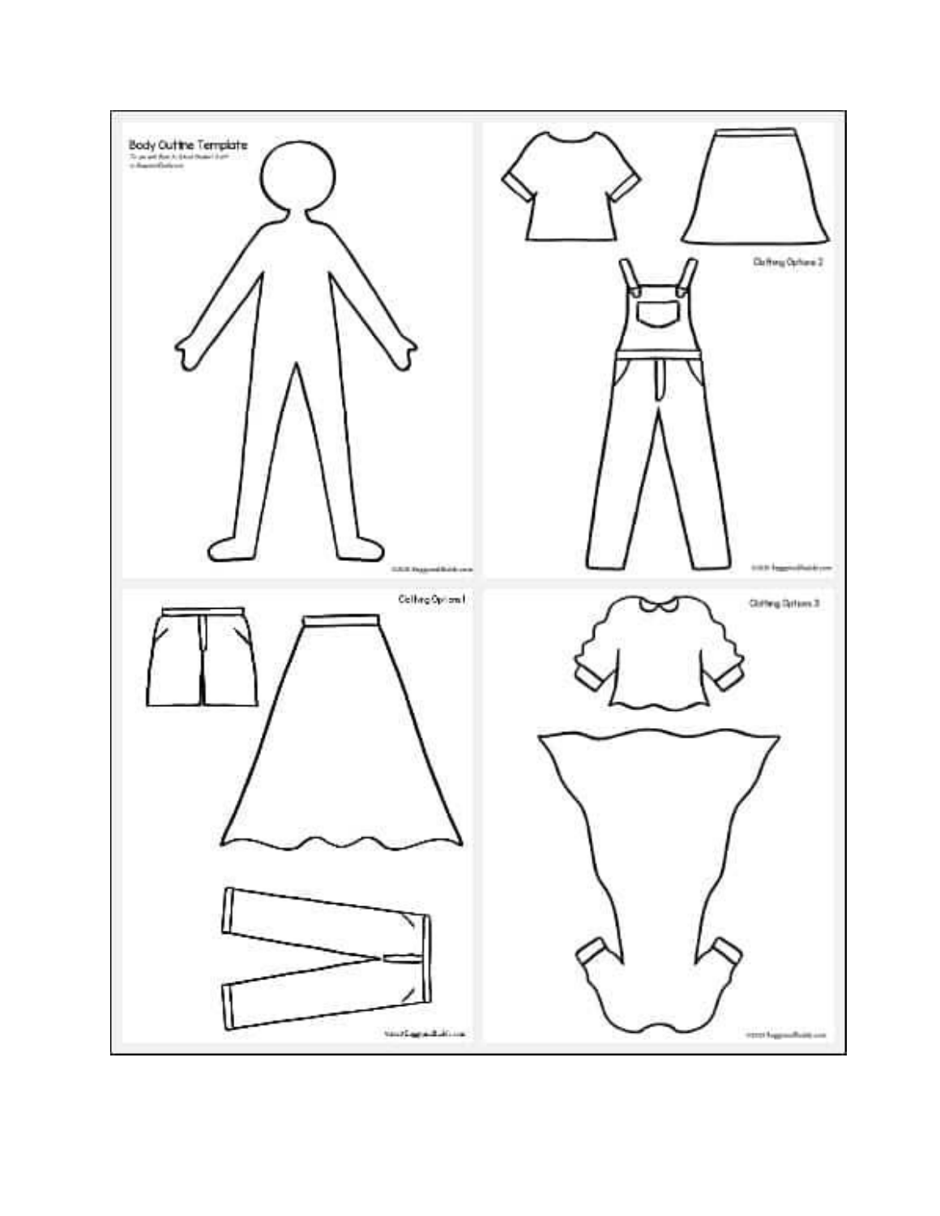Body Outline Template

Clothing Options 2

Clothing Options 1

Clothing Options 3